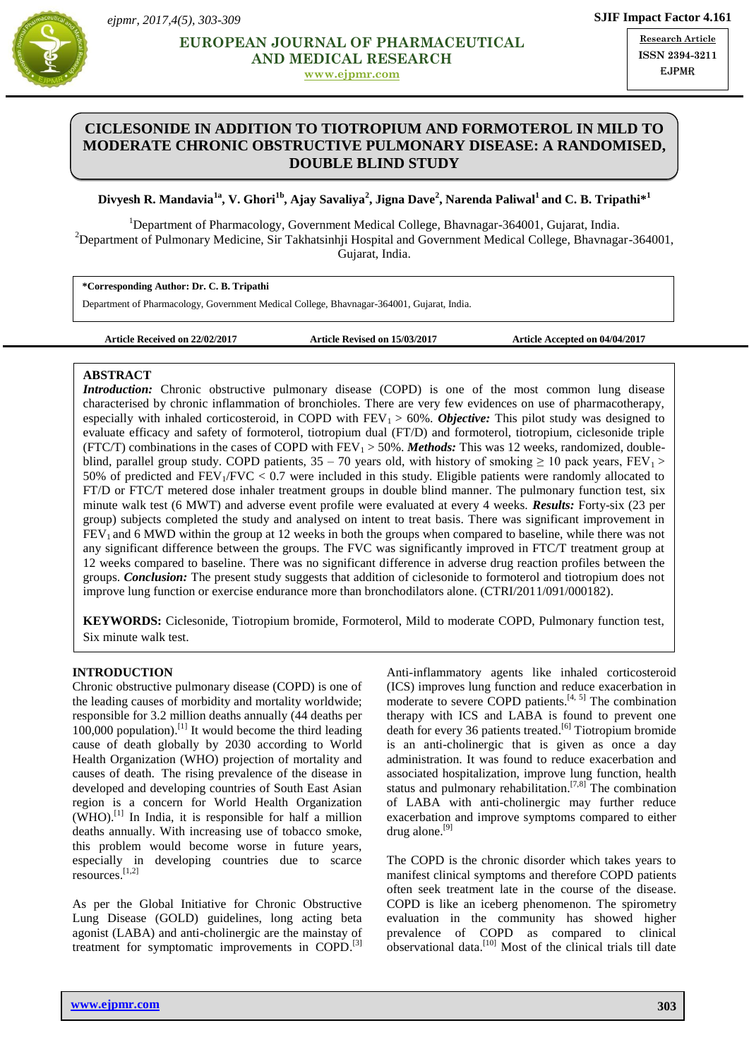# CICLESONIDE IN ADDITION TO TIOTROPIUM AND FORMOTEROL IN MILD TO MODERATE CHRONIC OBSTRUCTIVE PULMONARY DISEASE: A RANDOMISED, DOUBLE BLIND STUDY

**Divyesh R. Mandavia[1a], V. Ghori[1b], Ajay Savaliya[2], Jigna Dave[2], Narenda Paliwal[1] and C. B. Tripathi*[1]**

[1]Department of Pharmacology, Government Medical College, Bhavnagar-364001, Gujarat, India.
[2]Department of Pulmonary Medicine, Sir Takhatsinhji Hospital and Government Medical College, Bhavnagar-364001, Gujarat, India.

**\*Corresponding Author: Dr. C. B. Tripathi**
Department of Pharmacology, Government Medical College, Bhavnagar-364001, Gujarat, India.

**Article Received on 22/02/2017** **Article Revised on 15/03/2017** **Article Accepted on 04/04/2017**

## ABSTRACT

***Introduction:*** Chronic obstructive pulmonary disease (COPD) is one of the most common lung disease characterised by chronic inflammation of bronchioles. There are very few evidences on use of pharmacotherapy, especially with inhaled corticosteroid, in COPD with $FEV_1 > 60\%$. ***Objective:*** This pilot study was designed to evaluate efficacy and safety of formoterol, tiotropium dual (FT/D) and formoterol, tiotropium, ciclesonide triple (FTC/T) combinations in the cases of COPD with $FEV_1 > 50\%$. ***Methods:*** This was 12 weeks, randomized, double-blind, parallel group study. COPD patients, 35 – 70 years old, with history of smoking ≥ 10 pack years, $FEV_1 > 50\%$ of predicted and $FEV_1/FVC < 0.7$ were included in this study. Eligible patients were randomly allocated to FT/D or FTC/T metered dose inhaler treatment groups in double blind manner. The pulmonary function test, six minute walk test (6 MWT) and adverse event profile were evaluated at every 4 weeks. ***Results:*** Forty-six (23 per group) subjects completed the study and analysed on intent to treat basis. There was significant improvement in $FEV_1$ and 6 MWD within the group at 12 weeks in both the groups when compared to baseline, while there was not any significant difference between the groups. The FVC was significantly improved in FTC/T treatment group at 12 weeks compared to baseline. There was no significant difference in adverse drug reaction profiles between the groups. ***Conclusion:*** The present study suggests that addition of ciclesonide to formoterol and tiotropium does not improve lung function or exercise endurance more than bronchodilators alone. (CTRI/2011/091/000182).

**KEYWORDS:** Ciclesonide, Tiotropium bromide, Formoterol, Mild to moderate COPD, Pulmonary function test, Six minute walk test.

## INTRODUCTION

Chronic obstructive pulmonary disease (COPD) is one of the leading causes of morbidity and mortality worldwide; responsible for 3.2 million deaths annually (44 deaths per 100,000 population).[1] It would become the third leading cause of death globally by 2030 according to World Health Organization (WHO) projection of mortality and causes of death. The rising prevalence of the disease in developed and developing countries of South East Asian region is a concern for World Health Organization (WHO).[1] In India, it is responsible for half a million deaths annually. With increasing use of tobacco smoke, this problem would become worse in future years, especially in developing countries due to scarce resources.[1,2]

As per the Global Initiative for Chronic Obstructive Lung Disease (GOLD) guidelines, long acting beta agonist (LABA) and anti-cholinergic are the mainstay of treatment for symptomatic improvements in COPD.[3] Anti-inflammatory agents like inhaled corticosteroid (ICS) improves lung function and reduce exacerbation in moderate to severe COPD patients.[4, 5] The combination therapy with ICS and LABA is found to prevent one death for every 36 patients treated.[6] Tiotropium bromide is an anti-cholinergic that is given as once a day administration. It was found to reduce exacerbation and associated hospitalization, improve lung function, health status and pulmonary rehabilitation.[7,8] The combination of LABA with anti-cholinergic may further reduce exacerbation and improve symptoms compared to either drug alone.[9]

The COPD is the chronic disorder which takes years to manifest clinical symptoms and therefore COPD patients often seek treatment late in the course of the disease. COPD is like an iceberg phenomenon. The spirometry evaluation in the community has showed higher prevalence of COPD as compared to clinical observational data.[10] Most of the clinical trials till date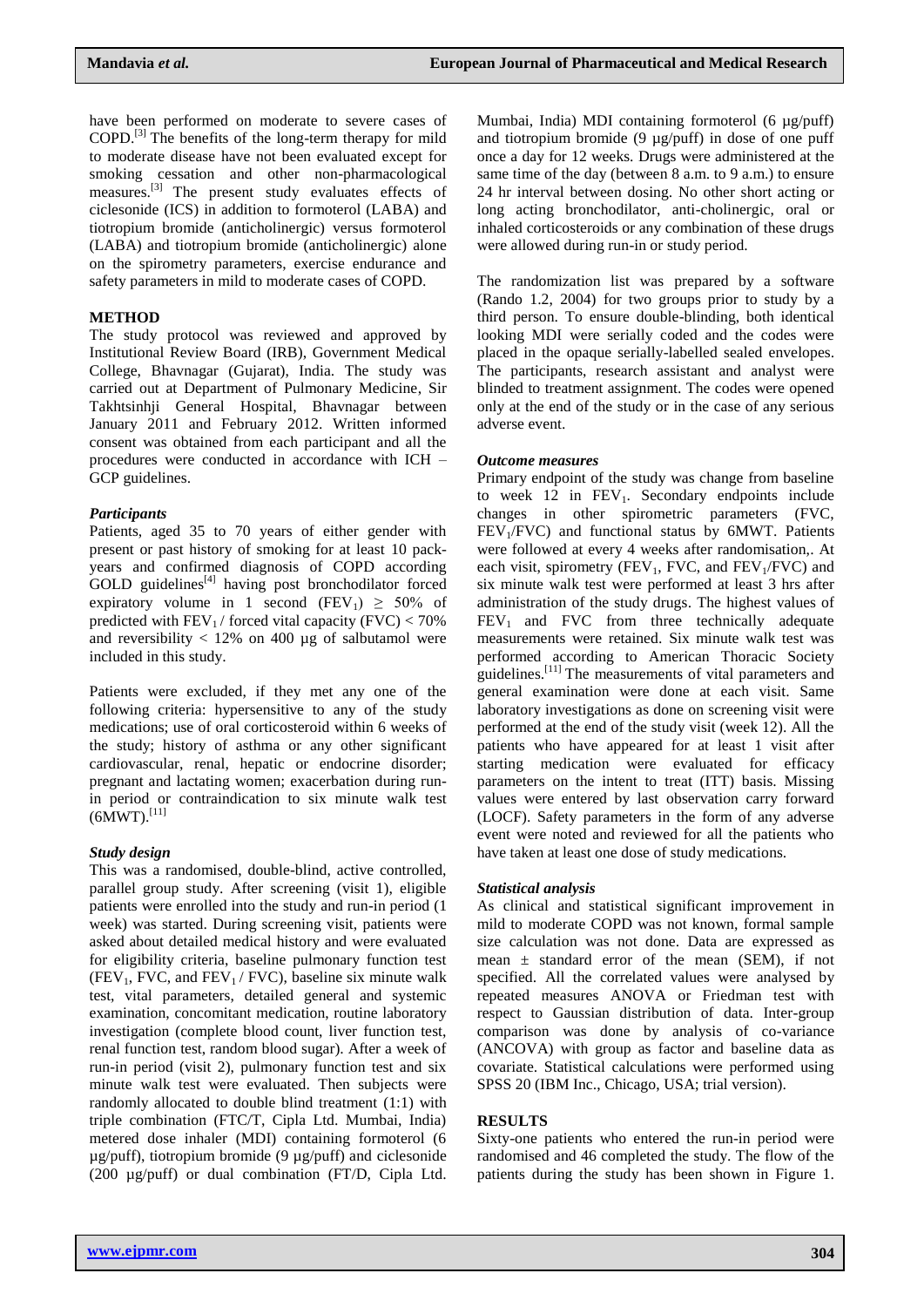have been performed on moderate to severe cases of COPD.[3] The benefits of the long-term therapy for mild to moderate disease have not been evaluated except for smoking cessation and other non-pharmacological measures.[3] The present study evaluates effects of ciclesonide (ICS) in addition to formoterol (LABA) and tiotropium bromide (anticholinergic) versus formoterol (LABA) and tiotropium bromide (anticholinergic) alone on the spirometry parameters, exercise endurance and safety parameters in mild to moderate cases of COPD.

## METHOD

The study protocol was reviewed and approved by Institutional Review Board (IRB), Government Medical College, Bhavnagar (Gujarat), India. The study was carried out at Department of Pulmonary Medicine, Sir Takhtsinhji General Hospital, Bhavnagar between January 2011 and February 2012. Written informed consent was obtained from each participant and all the procedures were conducted in accordance with ICH – GCP guidelines.

### *Participants*

Patients, aged 35 to 70 years of either gender with present or past history of smoking for at least 10 pack-years and confirmed diagnosis of COPD according GOLD guidelines[4] having post bronchodilator forced expiratory volume in 1 second ($FEV_1$) $\geq$ 50% of predicted with $FEV_1$ / forced vital capacity (FVC) < 70% and reversibility < 12% on 400 µg of salbutamol were included in this study.

Patients were excluded, if they met any one of the following criteria: hypersensitive to any of the study medications; use of oral corticosteroid within 6 weeks of the study; history of asthma or any other significant cardiovascular, renal, hepatic or endocrine disorder; pregnant and lactating women; exacerbation during run-in period or contraindication to six minute walk test (6MWT).[11]

### *Study design*

This was a randomised, double-blind, active controlled, parallel group study. After screening (visit 1), eligible patients were enrolled into the study and run-in period (1 week) was started. During screening visit, patients were asked about detailed medical history and were evaluated for eligibility criteria, baseline pulmonary function test ($FEV_1$, FVC, and $FEV_1$ / FVC), baseline six minute walk test, vital parameters, detailed general and systemic examination, concomitant medication, routine laboratory investigation (complete blood count, liver function test, renal function test, random blood sugar). After a week of run-in period (visit 2), pulmonary function test and six minute walk test were evaluated. Then subjects were randomly allocated to double blind treatment (1:1) with triple combination (FTC/T, Cipla Ltd. Mumbai, India) metered dose inhaler (MDI) containing formoterol (6 µg/puff), tiotropium bromide (9 µg/puff) and ciclesonide (200 µg/puff) or dual combination (FT/D, Cipla Ltd. Mumbai, India) MDI containing formoterol (6 µg/puff) and tiotropium bromide (9 µg/puff) in dose of one puff once a day for 12 weeks. Drugs were administered at the same time of the day (between 8 a.m. to 9 a.m.) to ensure 24 hr interval between dosing. No other short acting or long acting bronchodilator, anti-cholinergic, oral or inhaled corticosteroids or any combination of these drugs were allowed during run-in or study period.

The randomization list was prepared by a software (Rando 1.2, 2004) for two groups prior to study by a third person. To ensure double-blinding, both identical looking MDI were serially coded and the codes were placed in the opaque serially-labelled sealed envelopes. The participants, research assistant and analyst were blinded to treatment assignment. The codes were opened only at the end of the study or in the case of any serious adverse event.

### *Outcome measures*

Primary endpoint of the study was change from baseline to week 12 in $FEV_1$. Secondary endpoints include changes in other spirometric parameters (FVC, $FEV_1$/FVC) and functional status by 6MWT. Patients were followed at every 4 weeks after randomisation,. At each visit, spirometry ($FEV_1$, FVC, and $FEV_1$/FVC) and six minute walk test were performed at least 3 hrs after administration of the study drugs. The highest values of $FEV_1$ and FVC from three technically adequate measurements were retained. Six minute walk test was performed according to American Thoracic Society guidelines.[11] The measurements of vital parameters and general examination were done at each visit. Same laboratory investigations as done on screening visit were performed at the end of the study visit (week 12). All the patients who have appeared for at least 1 visit after starting medication were evaluated for efficacy parameters on the intent to treat (ITT) basis. Missing values were entered by last observation carry forward (LOCF). Safety parameters in the form of any adverse event were noted and reviewed for all the patients who have taken at least one dose of study medications.

### *Statistical analysis*

As clinical and statistical significant improvement in mild to moderate COPD was not known, formal sample size calculation was not done. Data are expressed as mean ± standard error of the mean (SEM), if not specified. All the correlated values were analysed by repeated measures ANOVA or Friedman test with respect to Gaussian distribution of data. Inter-group comparison was done by analysis of co-variance (ANCOVA) with group as factor and baseline data as covariate. Statistical calculations were performed using SPSS 20 (IBM Inc., Chicago, USA; trial version).

## RESULTS

Sixty-one patients who entered the run-in period were randomised and 46 completed the study. The flow of the patients during the study has been shown in Figure 1.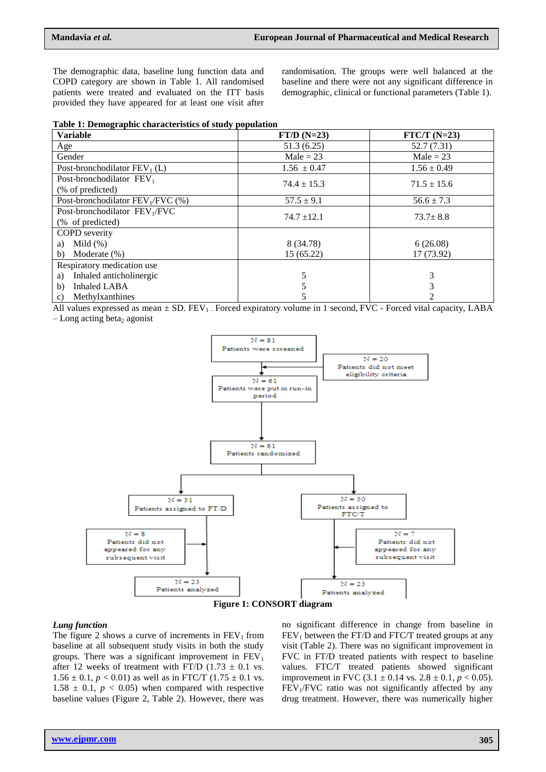The demographic data, baseline lung function data and COPD category are shown in Table 1. All randomised patients were treated and evaluated on the ITT basis provided they have appeared for at least one visit after randomisation. The groups were well balanced at the baseline and there were not any significant difference in demographic, clinical or functional parameters (Table 1).

**Table 1: Demographic characteristics of study population**

| Variable | FT/D (N=23) | FTC/T (N=23) |
|---|---|---|
| Age | 51.3 (6.25) | 52.7 (7.31) |
| Gender | Male = 23 | Male = 23 |
| Post-bronchodilator $FEV_1$ (L) | 1.56 ± 0.47 | 1.56 ± 0.49 |
| Post-bronchodilator $FEV_1$ (% of predicted) | 74.4 ± 15.3 | 71.5 ± 15.6 |
| Post-bronchodilator $FEV_1$/FVC (%) | 57.5 ± 9.1 | 56.6 ± 7.3 |
| Post-bronchodilator $FEV_1$/FVC (% of predicted) | 74.7 ±12.1 | 73.7± 8.8 |
| COPD severity | | |
| a) Mild (%) | 8 (34.78) | 6 (26.08) |
| b) Moderate (%) | 15 (65.22) | 17 (73.92) |
| Respiratory medication use | | |
| a) Inhaled anticholinergic | 5 | 3 |
| b) Inhaled LABA | 5 | 3 |
| c) Methylxanthines | 5 | 2 |

All values expressed as mean ± SD. $FEV_1$ – Forced expiratory volume in 1 second, FVC - Forced vital capacity, LABA – Long acting $beta_2$ agonist

N = 81 Patients were screened → N = 20 Patients did not meet eligibility criteria

N = 61 Patients were put in run-in period

N = 61 Patients randomized

N = 31 Patients assigned to FT/D → N = 8 Patients did not appeared for any subsequent visit → N = 23 Patients analyzed

N = 30 Patients assigned to FTC/T → N = 7 Patients did not appeared for any subsequent visit → N = 23 Patients analyzed

**Figure 1: CONSORT diagram**

***Lung function***

The figure 2 shows a curve of increments in $FEV_1$ from baseline at all subsequent study visits in both the study groups. There was a significant improvement in $FEV_1$ after 12 weeks of treatment with FT/D (1.73 ± 0.1 vs. 1.56 ± 0.1, $p < 0.01$) as well as in FTC/T (1.75 ± 0.1 vs. 1.58 ± 0.1, $p < 0.05$) when compared with respective baseline values (Figure 2, Table 2). However, there was no significant difference in change from baseline in $FEV_1$ between the FT/D and FTC/T treated groups at any visit (Table 2). There was no significant improvement in FVC in FT/D treated patients with respect to baseline values. FTC/T treated patients showed significant improvement in FVC (3.1 ± 0.14 vs. 2.8 ± 0.1, $p < 0.05$). $FEV_1$/FVC ratio was not significantly affected by any drug treatment. However, there was numerically higher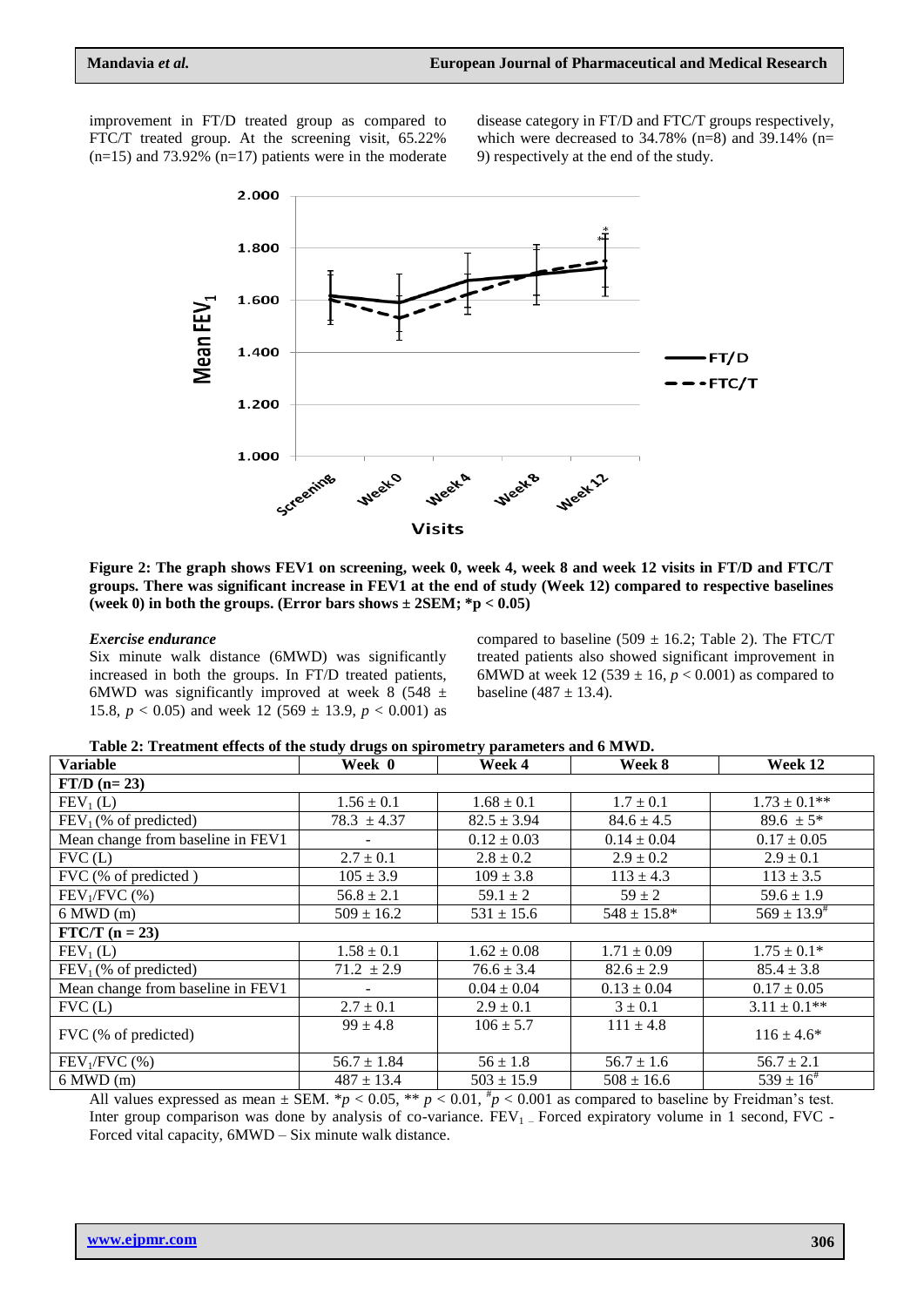improvement in FT/D treated group as compared to FTC/T treated group. At the screening visit, 65.22% (n=15) and 73.92% (n=17) patients were in the moderate disease category in FT/D and FTC/T groups respectively, which were decreased to 34.78% (n=8) and 39.14% (n= 9) respectively at the end of the study.

**Figure 2: The graph shows FEV1 on screening, week 0, week 4, week 8 and week 12 visits in FT/D and FTC/T groups. There was significant increase in FEV1 at the end of study (Week 12) compared to respective baselines (week 0) in both the groups. (Error bars shows ± 2SEM; *p < 0.05)**

### *Exercise endurance*

Six minute walk distance (6MWD) was significantly increased in both the groups. In FT/D treated patients, 6MWD was significantly improved at week 8 (548 ± 15.8, $p < 0.05$) and week 12 (569 ± 13.9, $p < 0.001$) as compared to baseline (509 ± 16.2; Table 2). The FTC/T treated patients also showed significant improvement in 6MWD at week 12 (539 ± 16, $p < 0.001$) as compared to baseline (487 ± 13.4).

**Table 2: Treatment effects of the study drugs on spirometry parameters and 6 MWD.**

| Variable | Week 0 | Week 4 | Week 8 | Week 12 |
|---|---|---|---|---|
| **FT/D (n= 23)** | | | | |
| $FEV_1$ (L) | 1.56 ± 0.1 | 1.68 ± 0.1 | 1.7 ± 0.1 | 1.73 ± 0.1** |
| $FEV_1$ (% of predicted) | 78.3 ± 4.37 | 82.5 ± 3.94 | 84.6 ± 4.5 | 89.6 ± 5* |
| Mean change from baseline in FEV1 | - | 0.12 ± 0.03 | 0.14 ± 0.04 | 0.17 ± 0.05 |
| FVC (L) | 2.7 ± 0.1 | 2.8 ± 0.2 | 2.9 ± 0.2 | 2.9 ± 0.1 |
| FVC (% of predicted ) | 105 ± 3.9 | 109 ± 3.8 | 113 ± 4.3 | 113 ± 3.5 |
| $FEV_1$/FVC (%) | 56.8 ± 2.1 | 59.1 ± 2 | 59 ± 2 | 59.6 ± 1.9 |
| 6 MWD (m) | 509 ± 16.2 | 531 ± 15.6 | 548 ± 15.8* | 569 ± 13.9# |
| **FTC/T (n = 23)** | | | | |
| $FEV_1$ (L) | 1.58 ± 0.1 | 1.62 ± 0.08 | 1.71 ± 0.09 | 1.75 ± 0.1* |
| $FEV_1$ (% of predicted) | 71.2 ± 2.9 | 76.6 ± 3.4 | 82.6 ± 2.9 | 85.4 ± 3.8 |
| Mean change from baseline in FEV1 | - | 0.04 ± 0.04 | 0.13 ± 0.04 | 0.17 ± 0.05 |
| FVC (L) | 2.7 ± 0.1 | 2.9 ± 0.1 | 3 ± 0.1 | 3.11 ± 0.1** |
| FVC (% of predicted) | 99 ± 4.8 | 106 ± 5.7 | 111 ± 4.8 | 116 ± 4.6* |
| $FEV_1$/FVC (%) | 56.7 ± 1.84 | 56 ± 1.8 | 56.7 ± 1.6 | 56.7 ± 2.1 |
| 6 MWD (m) | 487 ± 13.4 | 503 ± 15.9 | 508 ± 16.6 | 539 ± 16# |

All values expressed as mean ± SEM. *$p < 0.05$, ** $p < 0.01$, #$p < 0.001$ as compared to baseline by Freidman's test. Inter group comparison was done by analysis of co-variance. $FEV_1$ – Forced expiratory volume in 1 second, FVC - Forced vital capacity, 6MWD – Six minute walk distance.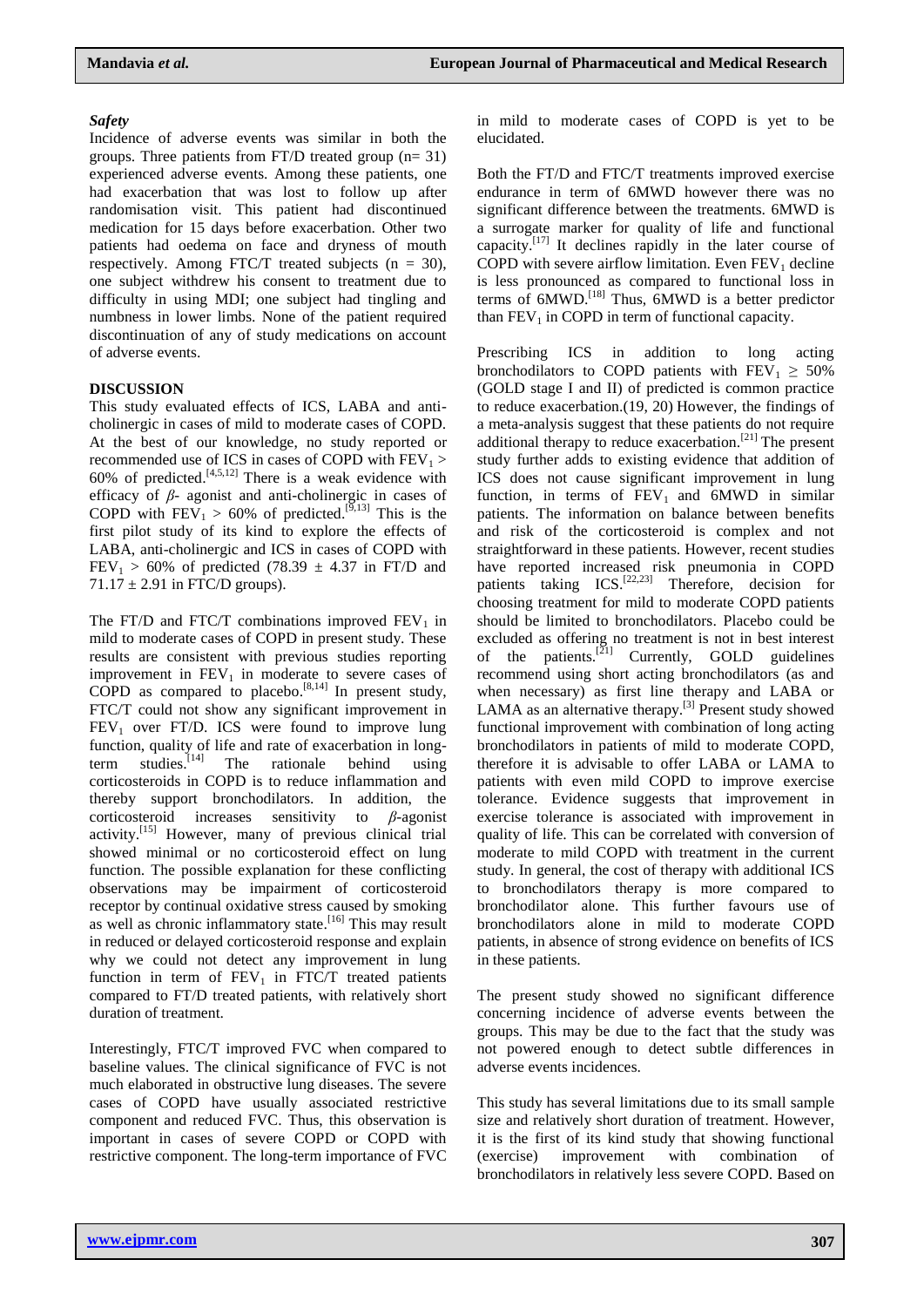### *Safety*

Incidence of adverse events was similar in both the groups. Three patients from FT/D treated group (n= 31) experienced adverse events. Among these patients, one had exacerbation that was lost to follow up after randomisation visit. This patient had discontinued medication for 15 days before exacerbation. Other two patients had oedema on face and dryness of mouth respectively. Among FTC/T treated subjects (n = 30), one subject withdrew his consent to treatment due to difficulty in using MDI; one subject had tingling and numbness in lower limbs. None of the patient required discontinuation of any of study medications on account of adverse events.

## DISCUSSION

This study evaluated effects of ICS, LABA and anti-cholinergic in cases of mild to moderate cases of COPD. At the best of our knowledge, no study reported or recommended use of ICS in cases of COPD with $FEV_1 >$ 60% of predicted.[4,5,12] There is a weak evidence with efficacy of *β*- agonist and anti-cholinergic in cases of COPD with $FEV_1 >$ 60% of predicted.[9,13] This is the first pilot study of its kind to explore the effects of LABA, anti-cholinergic and ICS in cases of COPD with $FEV_1 >$ 60% of predicted (78.39 ± 4.37 in FT/D and 71.17 ± 2.91 in FTC/D groups).

The FT/D and FTC/T combinations improved $FEV_1$ in mild to moderate cases of COPD in present study. These results are consistent with previous studies reporting improvement in $FEV_1$ in moderate to severe cases of COPD as compared to placebo.[8,14] In present study, FTC/T could not show any significant improvement in $FEV_1$ over FT/D. ICS were found to improve lung function, quality of life and rate of exacerbation in long-term studies.[14] The rationale behind using corticosteroids in COPD is to reduce inflammation and thereby support bronchodilators. In addition, the corticosteroid increases sensitivity to *β*-agonist activity.[15] However, many of previous clinical trial showed minimal or no corticosteroid effect on lung function. The possible explanation for these conflicting observations may be impairment of corticosteroid receptor by continual oxidative stress caused by smoking as well as chronic inflammatory state.[16] This may result in reduced or delayed corticosteroid response and explain why we could not detect any improvement in lung function in term of $FEV_1$ in FTC/T treated patients compared to FT/D treated patients, with relatively short duration of treatment.

Interestingly, FTC/T improved FVC when compared to baseline values. The clinical significance of FVC is not much elaborated in obstructive lung diseases. The severe cases of COPD have usually associated restrictive component and reduced FVC. Thus, this observation is important in cases of severe COPD or COPD with restrictive component. The long-term importance of FVC in mild to moderate cases of COPD is yet to be elucidated.

Both the FT/D and FTC/T treatments improved exercise endurance in term of 6MWD however there was no significant difference between the treatments. 6MWD is a surrogate marker for quality of life and functional capacity.[17] It declines rapidly in the later course of COPD with severe airflow limitation. Even $FEV_1$ decline is less pronounced as compared to functional loss in terms of 6MWD.[18] Thus, 6MWD is a better predictor than $FEV_1$ in COPD in term of functional capacity.

Prescribing ICS in addition to long acting bronchodilators to COPD patients with $FEV_1 \geq 50\%$ (GOLD stage I and II) of predicted is common practice to reduce exacerbation.(19, 20) However, the findings of a meta-analysis suggest that these patients do not require additional therapy to reduce exacerbation.[21] The present study further adds to existing evidence that addition of ICS does not cause significant improvement in lung function, in terms of $FEV_1$ and 6MWD in similar patients. The information on balance between benefits and risk of the corticosteroid is complex and not straightforward in these patients. However, recent studies have reported increased risk pneumonia in COPD patients taking ICS.[22,23] Therefore, decision for choosing treatment for mild to moderate COPD patients should be limited to bronchodilators. Placebo could be excluded as offering no treatment is not in best interest of the patients.[21] Currently, GOLD guidelines recommend using short acting bronchodilators (as and when necessary) as first line therapy and LABA or LAMA as an alternative therapy.[3] Present study showed functional improvement with combination of long acting bronchodilators in patients of mild to moderate COPD, therefore it is advisable to offer LABA or LAMA to patients with even mild COPD to improve exercise tolerance. Evidence suggests that improvement in exercise tolerance is associated with improvement in quality of life. This can be correlated with conversion of moderate to mild COPD with treatment in the current study. In general, the cost of therapy with additional ICS to bronchodilators therapy is more compared to bronchodilator alone. This further favours use of bronchodilators alone in mild to moderate COPD patients, in absence of strong evidence on benefits of ICS in these patients.

The present study showed no significant difference concerning incidence of adverse events between the groups. This may be due to the fact that the study was not powered enough to detect subtle differences in adverse events incidences.

This study has several limitations due to its small sample size and relatively short duration of treatment. However, it is the first of its kind study that showing functional (exercise) improvement with combination of bronchodilators in relatively less severe COPD. Based on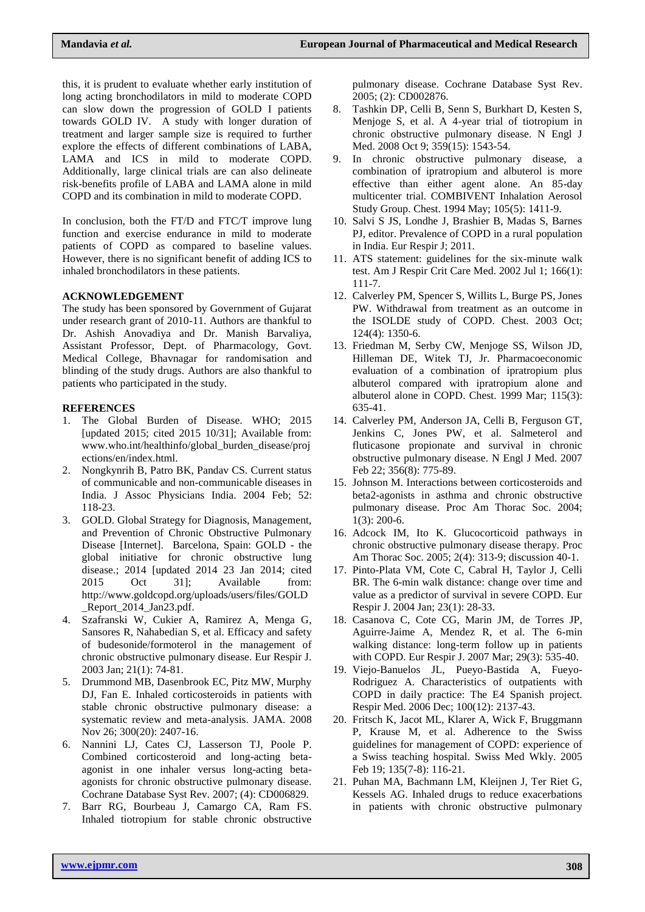this, it is prudent to evaluate whether early institution of long acting bronchodilators in mild to moderate COPD can slow down the progression of GOLD I patients towards GOLD IV. A study with longer duration of treatment and larger sample size is required to further explore the effects of different combinations of LABA, LAMA and ICS in mild to moderate COPD. Additionally, large clinical trials are can also delineate risk-benefits profile of LABA and LAMA alone in mild COPD and its combination in mild to moderate COPD.

In conclusion, both the FT/D and FTC/T improve lung function and exercise endurance in mild to moderate patients of COPD as compared to baseline values. However, there is no significant benefit of adding ICS to inhaled bronchodilators in these patients.

## ACKNOWLEDGEMENT

The study has been sponsored by Government of Gujarat under research grant of 2010-11. Authors are thankful to Dr. Ashish Anovadiya and Dr. Manish Barvaliya, Assistant Professor, Dept. of Pharmacology, Govt. Medical College, Bhavnagar for randomisation and blinding of the study drugs. Authors are also thankful to patients who participated in the study.

## REFERENCES

1. The Global Burden of Disease. WHO; 2015 [updated 2015; cited 2015 10/31]; Available from: www.who.int/healthinfo/global_burden_disease/projections/en/index.html.
2. Nongkynrih B, Patro BK, Pandav CS. Current status of communicable and non-communicable diseases in India. J Assoc Physicians India. 2004 Feb; 52: 118-23.
3. GOLD. Global Strategy for Diagnosis, Management, and Prevention of Chronic Obstructive Pulmonary Disease [Internet]. Barcelona, Spain: GOLD - the global initiative for chronic obstructive lung disease.; 2014 [updated 2014 23 Jan 2014; cited 2015 Oct 31]; Available from: http://www.goldcopd.org/uploads/users/files/GOLD_Report_2014_Jan23.pdf.
4. Szafranski W, Cukier A, Ramirez A, Menga G, Sansores R, Nahabedian S, et al. Efficacy and safety of budesonide/formoterol in the management of chronic obstructive pulmonary disease. Eur Respir J. 2003 Jan; 21(1): 74-81.
5. Drummond MB, Dasenbrook EC, Pitz MW, Murphy DJ, Fan E. Inhaled corticosteroids in patients with stable chronic obstructive pulmonary disease: a systematic review and meta-analysis. JAMA. 2008 Nov 26; 300(20): 2407-16.
6. Nannini LJ, Cates CJ, Lasserson TJ, Poole P. Combined corticosteroid and long-acting beta-agonist in one inhaler versus long-acting beta-agonists for chronic obstructive pulmonary disease. Cochrane Database Syst Rev. 2007; (4): CD006829.
7. Barr RG, Bourbeau J, Camargo CA, Ram FS. Inhaled tiotropium for stable chronic obstructive pulmonary disease. Cochrane Database Syst Rev. 2005; (2): CD002876.
8. Tashkin DP, Celli B, Senn S, Burkhart D, Kesten S, Menjoge S, et al. A 4-year trial of tiotropium in chronic obstructive pulmonary disease. N Engl J Med. 2008 Oct 9; 359(15): 1543-54.
9. In chronic obstructive pulmonary disease, a combination of ipratropium and albuterol is more effective than either agent alone. An 85-day multicenter trial. COMBIVENT Inhalation Aerosol Study Group. Chest. 1994 May; 105(5): 1411-9.
10. Salvi S JS, Londhe J, Brashier B, Madas S, Barnes PJ, editor. Prevalence of COPD in a rural population in India. Eur Respir J; 2011.
11. ATS statement: guidelines for the six-minute walk test. Am J Respir Crit Care Med. 2002 Jul 1; 166(1): 111-7.
12. Calverley PM, Spencer S, Willits L, Burge PS, Jones PW. Withdrawal from treatment as an outcome in the ISOLDE study of COPD. Chest. 2003 Oct; 124(4): 1350-6.
13. Friedman M, Serby CW, Menjoge SS, Wilson JD, Hilleman DE, Witek TJ, Jr. Pharmacoeconomic evaluation of a combination of ipratropium plus albuterol compared with ipratropium alone and albuterol alone in COPD. Chest. 1999 Mar; 115(3): 635-41.
14. Calverley PM, Anderson JA, Celli B, Ferguson GT, Jenkins C, Jones PW, et al. Salmeterol and fluticasone propionate and survival in chronic obstructive pulmonary disease. N Engl J Med. 2007 Feb 22; 356(8): 775-89.
15. Johnson M. Interactions between corticosteroids and beta2-agonists in asthma and chronic obstructive pulmonary disease. Proc Am Thorac Soc. 2004; 1(3): 200-6.
16. Adcock IM, Ito K. Glucocorticoid pathways in chronic obstructive pulmonary disease therapy. Proc Am Thorac Soc. 2005; 2(4): 313-9; discussion 40-1.
17. Pinto-Plata VM, Cote C, Cabral H, Taylor J, Celli BR. The 6-min walk distance: change over time and value as a predictor of survival in severe COPD. Eur Respir J. 2004 Jan; 23(1): 28-33.
18. Casanova C, Cote CG, Marin JM, de Torres JP, Aguirre-Jaime A, Mendez R, et al. The 6-min walking distance: long-term follow up in patients with COPD. Eur Respir J. 2007 Mar; 29(3): 535-40.
19. Viejo-Banuelos JL, Pueyo-Bastida A, Fueyo-Rodriguez A. Characteristics of outpatients with COPD in daily practice: The E4 Spanish project. Respir Med. 2006 Dec; 100(12): 2137-43.
20. Fritsch K, Jacot ML, Klarer A, Wick F, Bruggmann P, Krause M, et al. Adherence to the Swiss guidelines for management of COPD: experience of a Swiss teaching hospital. Swiss Med Wkly. 2005 Feb 19; 135(7-8): 116-21.
21. Puhan MA, Bachmann LM, Kleijnen J, Ter Riet G, Kessels AG. Inhaled drugs to reduce exacerbations in patients with chronic obstructive pulmonary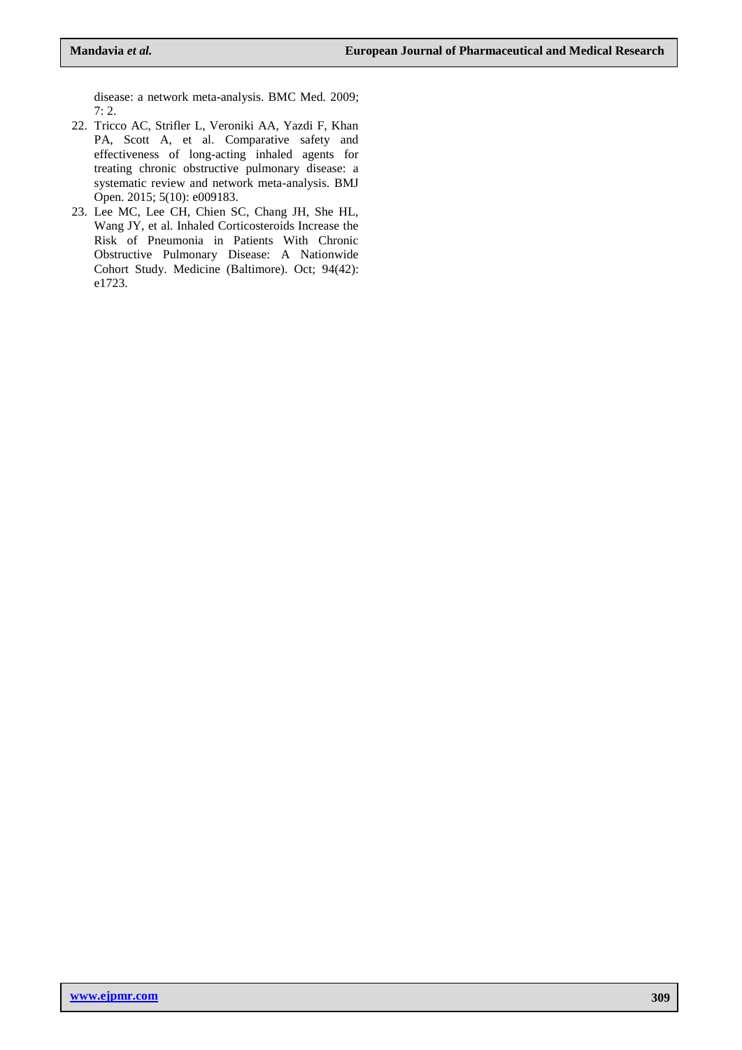disease: a network meta-analysis. BMC Med. 2009; 7: 2.

22. Tricco AC, Strifler L, Veroniki AA, Yazdi F, Khan PA, Scott A, et al. Comparative safety and effectiveness of long-acting inhaled agents for treating chronic obstructive pulmonary disease: a systematic review and network meta-analysis. BMJ Open. 2015; 5(10): e009183.
23. Lee MC, Lee CH, Chien SC, Chang JH, She HL, Wang JY, et al. Inhaled Corticosteroids Increase the Risk of Pneumonia in Patients With Chronic Obstructive Pulmonary Disease: A Nationwide Cohort Study. Medicine (Baltimore). Oct; 94(42): e1723.